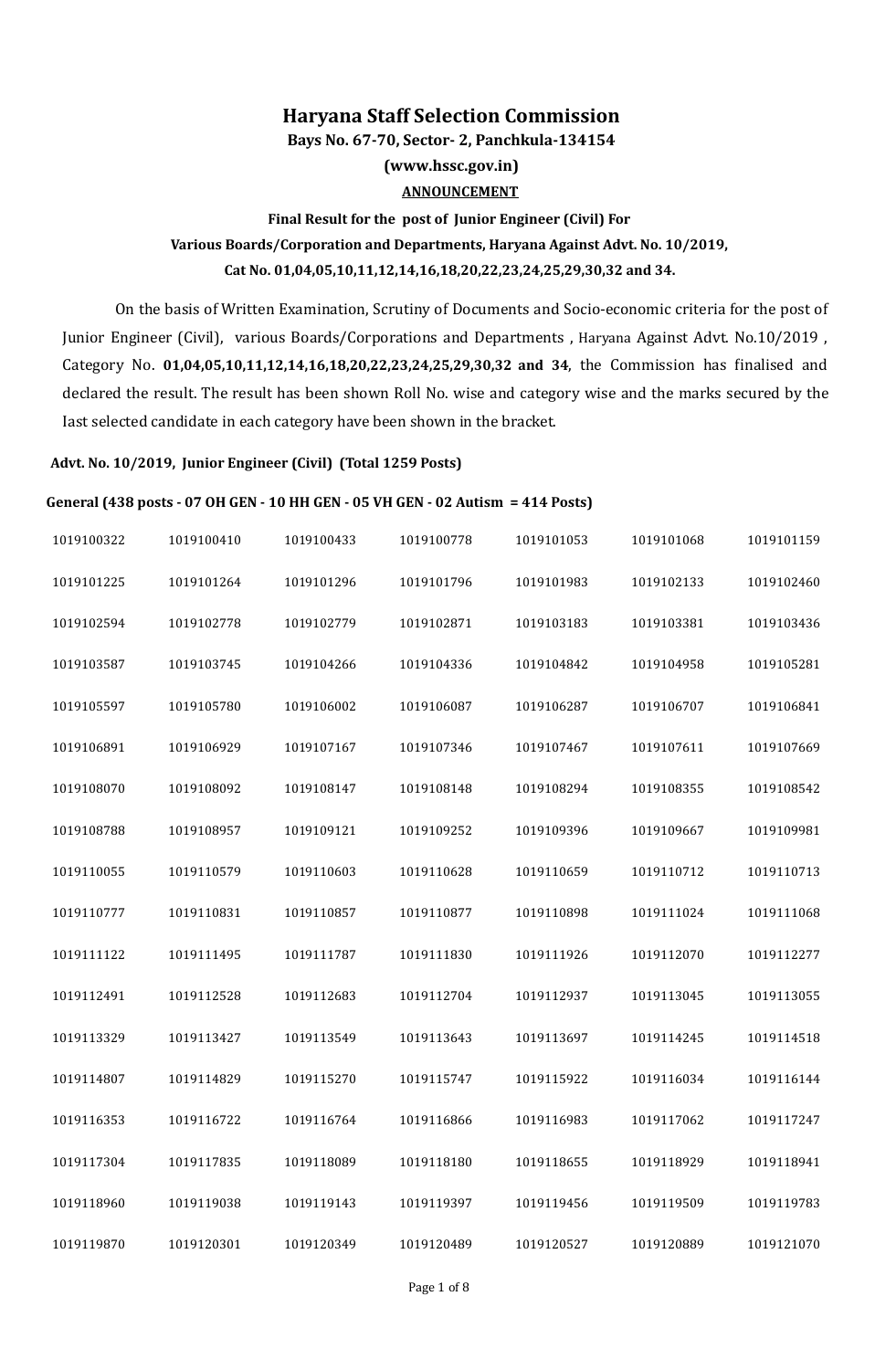# Haryana Staff Selection Commission

**Bays No. 67-70, Sector- 2, Panchkula-134154**

**(www.hssc.gov.in)**

**ANNOUNCEMENT**

**Final Result for the post of Junior Engineer (Civil) For Various Boards/Corporation and Departments, Haryana Against Advt. No. 10/2019, Cat No. 01,04,05,10,11,12,14,16,18,20,22,23,24,25,29,30,32 and 34.**

On the basis of Written Examination, Scrutiny of Documents and Socio-economic criteria for the post of Junior Engineer (Civil), various Boards/Corporations and Departments , Haryana Against Advt. No.10/2019 , Category No. **01,04,05,10,11,12,14,16,18,20,22,23,24,25,29,30,32 and 34**, the Commission has finalised and declared the result. The result has been shown Roll No. wise and category wise and the marks secured by the last selected candidate in each category have been shown in the bracket.

**Advt. No. 10/2019, Junior Engineer (Civil) (Total 1259 Posts)**

**General (438 posts - 07 OH GEN - 10 HH GEN - 05 VH GEN - 02 Autism = 414 Posts)**

| | | | | | | |
|---|---|---|---|---|---|---|
| 1019100322 | 1019100410 | 1019100433 | 1019100778 | 1019101053 | 1019101068 | 1019101159 |
| 1019101225 | 1019101264 | 1019101296 | 1019101796 | 1019101983 | 1019102133 | 1019102460 |
| 1019102594 | 1019102778 | 1019102779 | 1019102871 | 1019103183 | 1019103381 | 1019103436 |
| 1019103587 | 1019103745 | 1019104266 | 1019104336 | 1019104842 | 1019104958 | 1019105281 |
| 1019105597 | 1019105780 | 1019106002 | 1019106087 | 1019106287 | 1019106707 | 1019106841 |
| 1019106891 | 1019106929 | 1019107167 | 1019107346 | 1019107467 | 1019107611 | 1019107669 |
| 1019108070 | 1019108092 | 1019108147 | 1019108148 | 1019108294 | 1019108355 | 1019108542 |
| 1019108788 | 1019108957 | 1019109121 | 1019109252 | 1019109396 | 1019109667 | 1019109981 |
| 1019110055 | 1019110579 | 1019110603 | 1019110628 | 1019110659 | 1019110712 | 1019110713 |
| 1019110777 | 1019110831 | 1019110857 | 1019110877 | 1019110898 | 1019111024 | 1019111068 |
| 1019111122 | 1019111495 | 1019111787 | 1019111830 | 1019111926 | 1019112070 | 1019112277 |
| 1019112491 | 1019112528 | 1019112683 | 1019112704 | 1019112937 | 1019113045 | 1019113055 |
| 1019113329 | 1019113427 | 1019113549 | 1019113643 | 1019113697 | 1019114245 | 1019114518 |
| 1019114807 | 1019114829 | 1019115270 | 1019115747 | 1019115922 | 1019116034 | 1019116144 |
| 1019116353 | 1019116722 | 1019116764 | 1019116866 | 1019116983 | 1019117062 | 1019117247 |
| 1019117304 | 1019117835 | 1019118089 | 1019118180 | 1019118655 | 1019118929 | 1019118941 |
| 1019118960 | 1019119038 | 1019119143 | 1019119397 | 1019119456 | 1019119509 | 1019119783 |
| 1019119870 | 1019120301 | 1019120349 | 1019120489 | 1019120527 | 1019120889 | 1019121070 |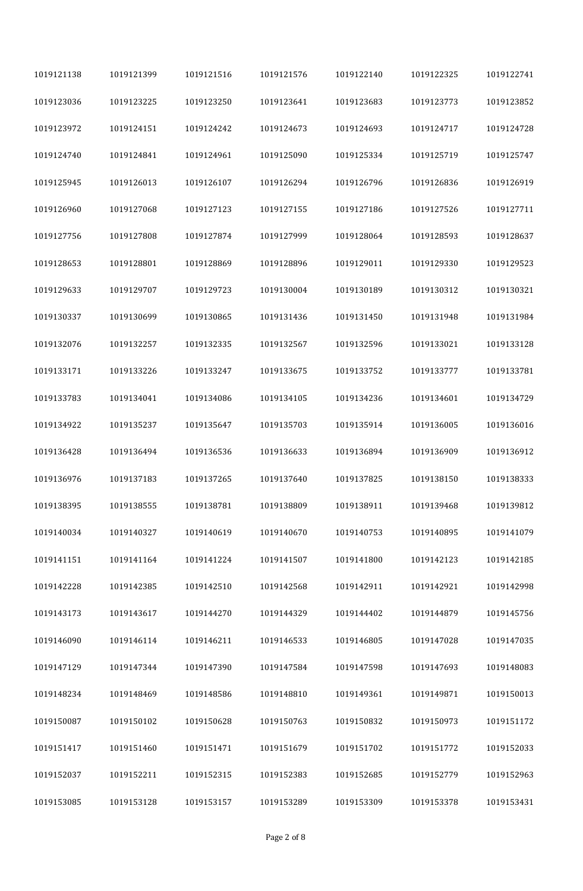| | | | | | | |
|---|---|---|---|---|---|---|
| 1019121138 | 1019121399 | 1019121516 | 1019121576 | 1019122140 | 1019122325 | 1019122741 |
| 1019123036 | 1019123225 | 1019123250 | 1019123641 | 1019123683 | 1019123773 | 1019123852 |
| 1019123972 | 1019124151 | 1019124242 | 1019124673 | 1019124693 | 1019124717 | 1019124728 |
| 1019124740 | 1019124841 | 1019124961 | 1019125090 | 1019125334 | 1019125719 | 1019125747 |
| 1019125945 | 1019126013 | 1019126107 | 1019126294 | 1019126796 | 1019126836 | 1019126919 |
| 1019126960 | 1019127068 | 1019127123 | 1019127155 | 1019127186 | 1019127526 | 1019127711 |
| 1019127756 | 1019127808 | 1019127874 | 1019127999 | 1019128064 | 1019128593 | 1019128637 |
| 1019128653 | 1019128801 | 1019128869 | 1019128896 | 1019129011 | 1019129330 | 1019129523 |
| 1019129633 | 1019129707 | 1019129723 | 1019130004 | 1019130189 | 1019130312 | 1019130321 |
| 1019130337 | 1019130699 | 1019130865 | 1019131436 | 1019131450 | 1019131948 | 1019131984 |
| 1019132076 | 1019132257 | 1019132335 | 1019132567 | 1019132596 | 1019133021 | 1019133128 |
| 1019133171 | 1019133226 | 1019133247 | 1019133675 | 1019133752 | 1019133777 | 1019133781 |
| 1019133783 | 1019134041 | 1019134086 | 1019134105 | 1019134236 | 1019134601 | 1019134729 |
| 1019134922 | 1019135237 | 1019135647 | 1019135703 | 1019135914 | 1019136005 | 1019136016 |
| 1019136428 | 1019136494 | 1019136536 | 1019136633 | 1019136894 | 1019136909 | 1019136912 |
| 1019136976 | 1019137183 | 1019137265 | 1019137640 | 1019137825 | 1019138150 | 1019138333 |
| 1019138395 | 1019138555 | 1019138781 | 1019138809 | 1019138911 | 1019139468 | 1019139812 |
| 1019140034 | 1019140327 | 1019140619 | 1019140670 | 1019140753 | 1019140895 | 1019141079 |
| 1019141151 | 1019141164 | 1019141224 | 1019141507 | 1019141800 | 1019142123 | 1019142185 |
| 1019142228 | 1019142385 | 1019142510 | 1019142568 | 1019142911 | 1019142921 | 1019142998 |
| 1019143173 | 1019143617 | 1019144270 | 1019144329 | 1019144402 | 1019144879 | 1019145756 |
| 1019146090 | 1019146114 | 1019146211 | 1019146533 | 1019146805 | 1019147028 | 1019147035 |
| 1019147129 | 1019147344 | 1019147390 | 1019147584 | 1019147598 | 1019147693 | 1019148083 |
| 1019148234 | 1019148469 | 1019148586 | 1019148810 | 1019149361 | 1019149871 | 1019150013 |
| 1019150087 | 1019150102 | 1019150628 | 1019150763 | 1019150832 | 1019150973 | 1019151172 |
| 1019151417 | 1019151460 | 1019151471 | 1019151679 | 1019151702 | 1019151772 | 1019152033 |
| 1019152037 | 1019152211 | 1019152315 | 1019152383 | 1019152685 | 1019152779 | 1019152963 |
| 1019153085 | 1019153128 | 1019153157 | 1019153289 | 1019153309 | 1019153378 | 1019153431 |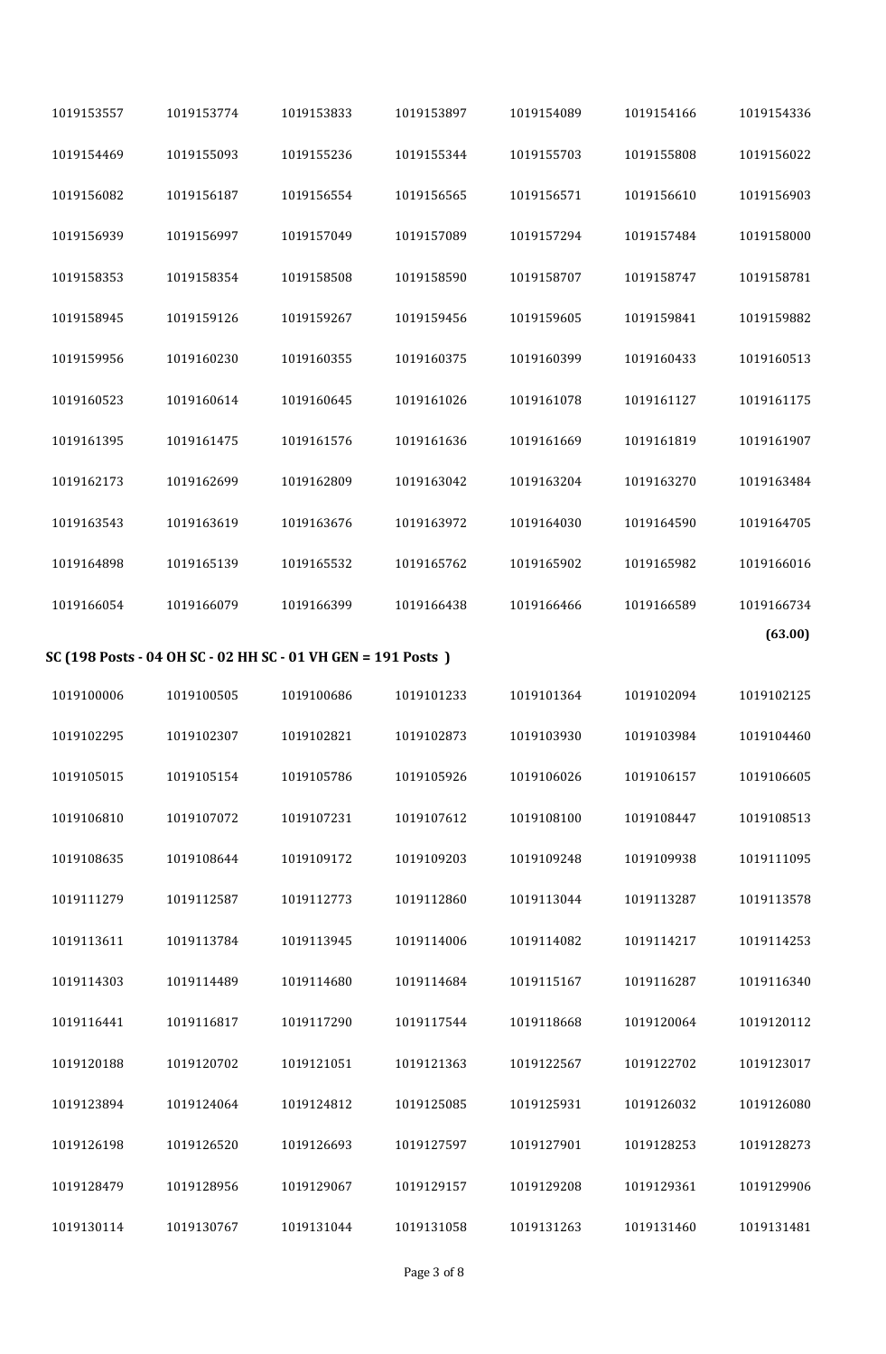| | | | | | | |
|---|---|---|---|---|---|---|
| 1019153557 | 1019153774 | 1019153833 | 1019153897 | 1019154089 | 1019154166 | 1019154336 |
| 1019154469 | 1019155093 | 1019155236 | 1019155344 | 1019155703 | 1019155808 | 1019156022 |
| 1019156082 | 1019156187 | 1019156554 | 1019156565 | 1019156571 | 1019156610 | 1019156903 |
| 1019156939 | 1019156997 | 1019157049 | 1019157089 | 1019157294 | 1019157484 | 1019158000 |
| 1019158353 | 1019158354 | 1019158508 | 1019158590 | 1019158707 | 1019158747 | 1019158781 |
| 1019158945 | 1019159126 | 1019159267 | 1019159456 | 1019159605 | 1019159841 | 1019159882 |
| 1019159956 | 1019160230 | 1019160355 | 1019160375 | 1019160399 | 1019160433 | 1019160513 |
| 1019160523 | 1019160614 | 1019160645 | 1019161026 | 1019161078 | 1019161127 | 1019161175 |
| 1019161395 | 1019161475 | 1019161576 | 1019161636 | 1019161669 | 1019161819 | 1019161907 |
| 1019162173 | 1019162699 | 1019162809 | 1019163042 | 1019163204 | 1019163270 | 1019163484 |
| 1019163543 | 1019163619 | 1019163676 | 1019163972 | 1019164030 | 1019164590 | 1019164705 |
| 1019164898 | 1019165139 | 1019165532 | 1019165762 | 1019165902 | 1019165982 | 1019166016 |
| 1019166054 | 1019166079 | 1019166399 | 1019166438 | 1019166466 | 1019166589 | 1019166734 |

**(63.00)**

**SC (198 Posts - 04 OH SC - 02 HH SC - 01 VH GEN = 191 Posts )**

| | | | | | | |
|---|---|---|---|---|---|---|
| 1019100006 | 1019100505 | 1019100686 | 1019101233 | 1019101364 | 1019102094 | 1019102125 |
| 1019102295 | 1019102307 | 1019102821 | 1019102873 | 1019103930 | 1019103984 | 1019104460 |
| 1019105015 | 1019105154 | 1019105786 | 1019105926 | 1019106026 | 1019106157 | 1019106605 |
| 1019106810 | 1019107072 | 1019107231 | 1019107612 | 1019108100 | 1019108447 | 1019108513 |
| 1019108635 | 1019108644 | 1019109172 | 1019109203 | 1019109248 | 1019109938 | 1019111095 |
| 1019111279 | 1019112587 | 1019112773 | 1019112860 | 1019113044 | 1019113287 | 1019113578 |
| 1019113611 | 1019113784 | 1019113945 | 1019114006 | 1019114082 | 1019114217 | 1019114253 |
| 1019114303 | 1019114489 | 1019114680 | 1019114684 | 1019115167 | 1019116287 | 1019116340 |
| 1019116441 | 1019116817 | 1019117290 | 1019117544 | 1019118668 | 1019120064 | 1019120112 |
| 1019120188 | 1019120702 | 1019121051 | 1019121363 | 1019122567 | 1019122702 | 1019123017 |
| 1019123894 | 1019124064 | 1019124812 | 1019125085 | 1019125931 | 1019126032 | 1019126080 |
| 1019126198 | 1019126520 | 1019126693 | 1019127597 | 1019127901 | 1019128253 | 1019128273 |
| 1019128479 | 1019128956 | 1019129067 | 1019129157 | 1019129208 | 1019129361 | 1019129906 |
| 1019130114 | 1019130767 | 1019131044 | 1019131058 | 1019131263 | 1019131460 | 1019131481 |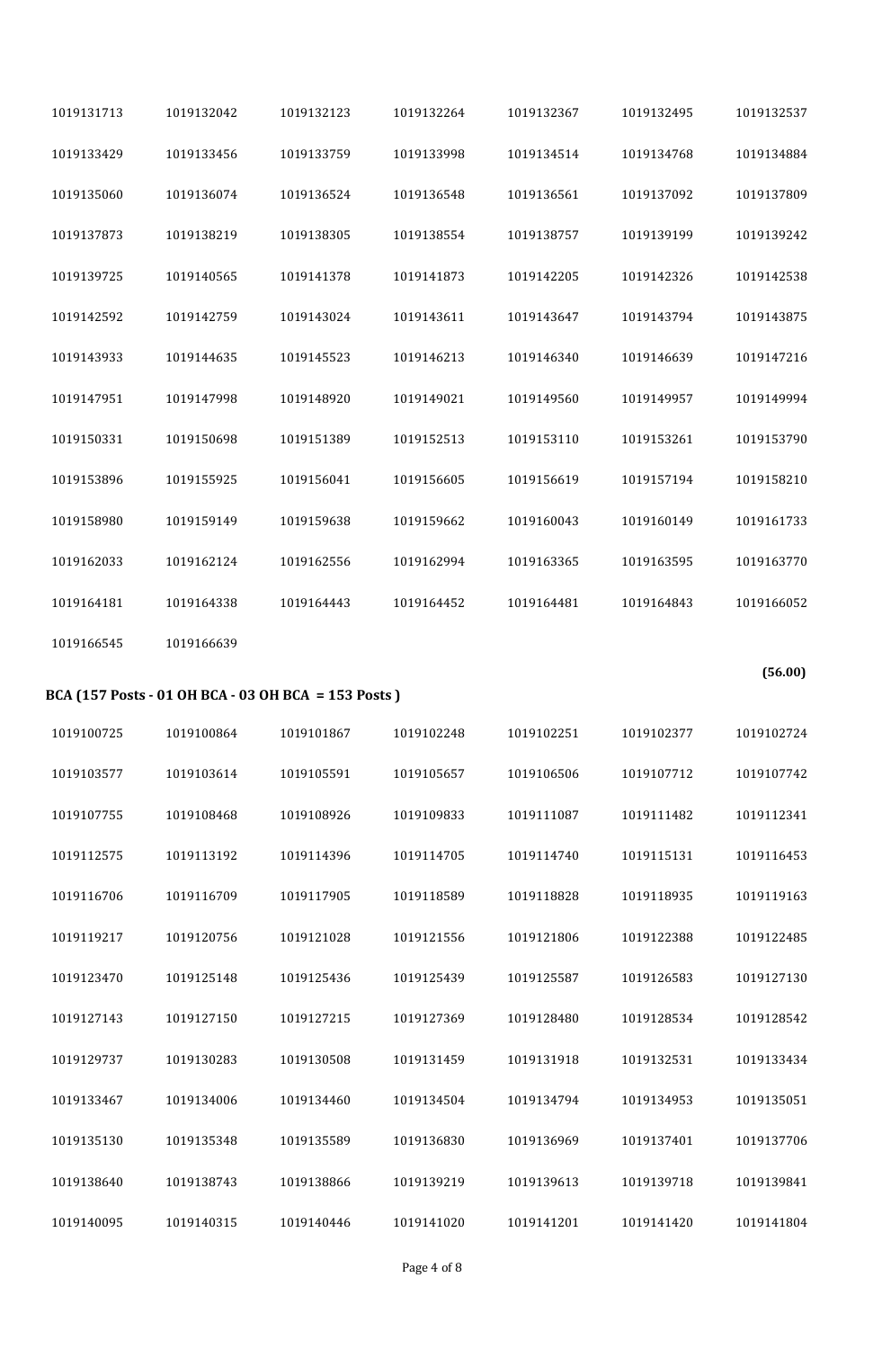| | | | | | | |
|---|---|---|---|---|---|---|
| 1019131713 | 1019132042 | 1019132123 | 1019132264 | 1019132367 | 1019132495 | 1019132537 |
| 1019133429 | 1019133456 | 1019133759 | 1019133998 | 1019134514 | 1019134768 | 1019134884 |
| 1019135060 | 1019136074 | 1019136524 | 1019136548 | 1019136561 | 1019137092 | 1019137809 |
| 1019137873 | 1019138219 | 1019138305 | 1019138554 | 1019138757 | 1019139199 | 1019139242 |
| 1019139725 | 1019140565 | 1019141378 | 1019141873 | 1019142205 | 1019142326 | 1019142538 |
| 1019142592 | 1019142759 | 1019143024 | 1019143611 | 1019143647 | 1019143794 | 1019143875 |
| 1019143933 | 1019144635 | 1019145523 | 1019146213 | 1019146340 | 1019146639 | 1019147216 |
| 1019147951 | 1019147998 | 1019148920 | 1019149021 | 1019149560 | 1019149957 | 1019149994 |
| 1019150331 | 1019150698 | 1019151389 | 1019152513 | 1019153110 | 1019153261 | 1019153790 |
| 1019153896 | 1019155925 | 1019156041 | 1019156605 | 1019156619 | 1019157194 | 1019158210 |
| 1019158980 | 1019159149 | 1019159638 | 1019159662 | 1019160043 | 1019160149 | 1019161733 |
| 1019162033 | 1019162124 | 1019162556 | 1019162994 | 1019163365 | 1019163595 | 1019163770 |
| 1019164181 | 1019164338 | 1019164443 | 1019164452 | 1019164481 | 1019164843 | 1019166052 |
| 1019166545 | 1019166639 | | | | | |

**(56.00)**

**BCA (157 Posts - 01 OH BCA - 03 OH BCA = 153 Posts )**

| | | | | | | |
|---|---|---|---|---|---|---|
| 1019100725 | 1019100864 | 1019101867 | 1019102248 | 1019102251 | 1019102377 | 1019102724 |
| 1019103577 | 1019103614 | 1019105591 | 1019105657 | 1019106506 | 1019107712 | 1019107742 |
| 1019107755 | 1019108468 | 1019108926 | 1019109833 | 1019111087 | 1019111482 | 1019112341 |
| 1019112575 | 1019113192 | 1019114396 | 1019114705 | 1019114740 | 1019115131 | 1019116453 |
| 1019116706 | 1019116709 | 1019117905 | 1019118589 | 1019118828 | 1019118935 | 1019119163 |
| 1019119217 | 1019120756 | 1019121028 | 1019121556 | 1019121806 | 1019122388 | 1019122485 |
| 1019123470 | 1019125148 | 1019125436 | 1019125439 | 1019125587 | 1019126583 | 1019127130 |
| 1019127143 | 1019127150 | 1019127215 | 1019127369 | 1019128480 | 1019128534 | 1019128542 |
| 1019129737 | 1019130283 | 1019130508 | 1019131459 | 1019131918 | 1019132531 | 1019133434 |
| 1019133467 | 1019134006 | 1019134460 | 1019134504 | 1019134794 | 1019134953 | 1019135051 |
| 1019135130 | 1019135348 | 1019135589 | 1019136830 | 1019136969 | 1019137401 | 1019137706 |
| 1019138640 | 1019138743 | 1019138866 | 1019139219 | 1019139613 | 1019139718 | 1019139841 |
| 1019140095 | 1019140315 | 1019140446 | 1019141020 | 1019141201 | 1019141420 | 1019141804 |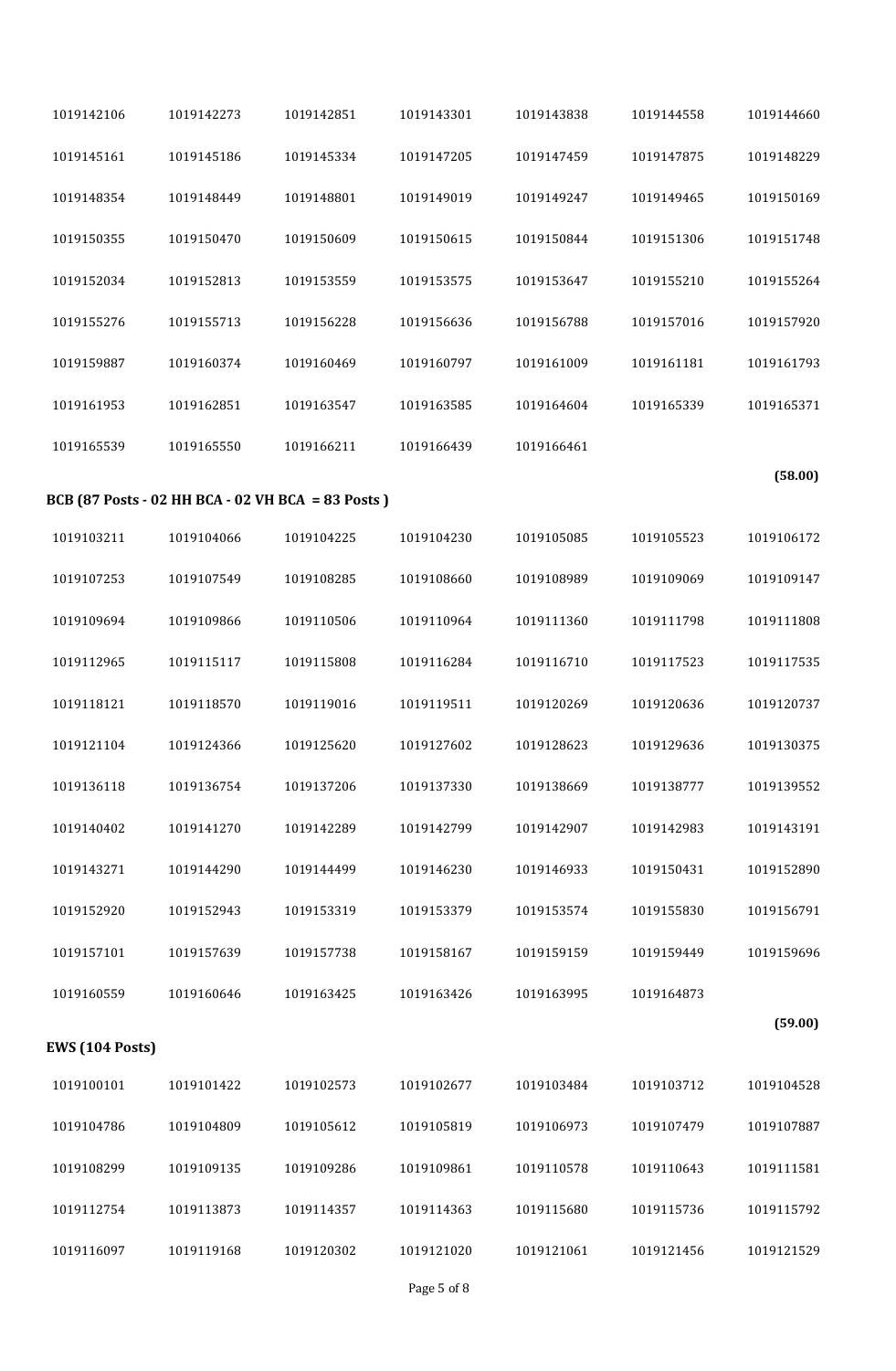| | | | | | | |
|---|---|---|---|---|---|---|
| 1019142106 | 1019142273 | 1019142851 | 1019143301 | 1019143838 | 1019144558 | 1019144660 |
| 1019145161 | 1019145186 | 1019145334 | 1019147205 | 1019147459 | 1019147875 | 1019148229 |
| 1019148354 | 1019148449 | 1019148801 | 1019149019 | 1019149247 | 1019149465 | 1019150169 |
| 1019150355 | 1019150470 | 1019150609 | 1019150615 | 1019150844 | 1019151306 | 1019151748 |
| 1019152034 | 1019152813 | 1019153559 | 1019153575 | 1019153647 | 1019155210 | 1019155264 |
| 1019155276 | 1019155713 | 1019156228 | 1019156636 | 1019156788 | 1019157016 | 1019157920 |
| 1019159887 | 1019160374 | 1019160469 | 1019160797 | 1019161009 | 1019161181 | 1019161793 |
| 1019161953 | 1019162851 | 1019163547 | 1019163585 | 1019164604 | 1019165339 | 1019165371 |
| 1019165539 | 1019165550 | 1019166211 | 1019166439 | 1019166461 | | |

**(58.00)**

**BCB (87 Posts - 02 HH BCA - 02 VH BCA = 83 Posts )**

| | | | | | | |
|---|---|---|---|---|---|---|
| 1019103211 | 1019104066 | 1019104225 | 1019104230 | 1019105085 | 1019105523 | 1019106172 |
| 1019107253 | 1019107549 | 1019108285 | 1019108660 | 1019108989 | 1019109069 | 1019109147 |
| 1019109694 | 1019109866 | 1019110506 | 1019110964 | 1019111360 | 1019111798 | 1019111808 |
| 1019112965 | 1019115117 | 1019115808 | 1019116284 | 1019116710 | 1019117523 | 1019117535 |
| 1019118121 | 1019118570 | 1019119016 | 1019119511 | 1019120269 | 1019120636 | 1019120737 |
| 1019121104 | 1019124366 | 1019125620 | 1019127602 | 1019128623 | 1019129636 | 1019130375 |
| 1019136118 | 1019136754 | 1019137206 | 1019137330 | 1019138669 | 1019138777 | 1019139552 |
| 1019140402 | 1019141270 | 1019142289 | 1019142799 | 1019142907 | 1019142983 | 1019143191 |
| 1019143271 | 1019144290 | 1019144499 | 1019146230 | 1019146933 | 1019150431 | 1019152890 |
| 1019152920 | 1019152943 | 1019153319 | 1019153379 | 1019153574 | 1019155830 | 1019156791 |
| 1019157101 | 1019157639 | 1019157738 | 1019158167 | 1019159159 | 1019159449 | 1019159696 |
| 1019160559 | 1019160646 | 1019163425 | 1019163426 | 1019163995 | 1019164873 | |

**(59.00)**

**EWS (104 Posts)**

| | | | | | | |
|---|---|---|---|---|---|---|
| 1019100101 | 1019101422 | 1019102573 | 1019102677 | 1019103484 | 1019103712 | 1019104528 |
| 1019104786 | 1019104809 | 1019105612 | 1019105819 | 1019106973 | 1019107479 | 1019107887 |
| 1019108299 | 1019109135 | 1019109286 | 1019109861 | 1019110578 | 1019110643 | 1019111581 |
| 1019112754 | 1019113873 | 1019114357 | 1019114363 | 1019115680 | 1019115736 | 1019115792 |
| 1019116097 | 1019119168 | 1019120302 | 1019121020 | 1019121061 | 1019121456 | 1019121529 |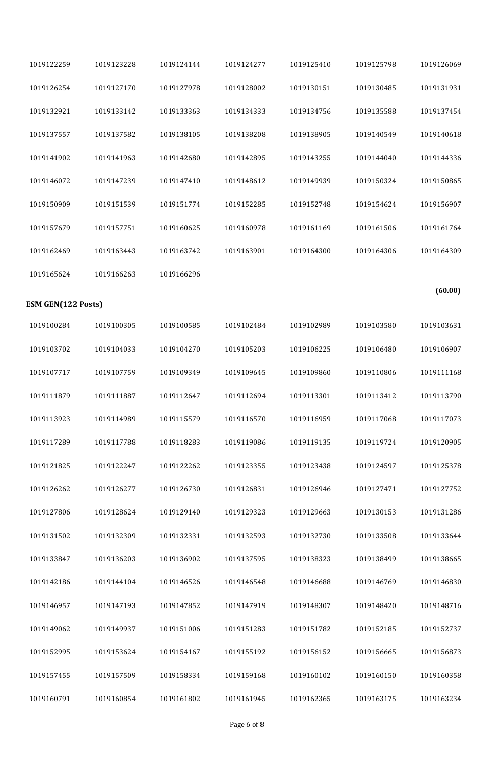| | | | | | | |
|---|---|---|---|---|---|---|
| 1019122259 | 1019123228 | 1019124144 | 1019124277 | 1019125410 | 1019125798 | 1019126069 |
| 1019126254 | 1019127170 | 1019127978 | 1019128002 | 1019130151 | 1019130485 | 1019131931 |
| 1019132921 | 1019133142 | 1019133363 | 1019134333 | 1019134756 | 1019135588 | 1019137454 |
| 1019137557 | 1019137582 | 1019138105 | 1019138208 | 1019138905 | 1019140549 | 1019140618 |
| 1019141902 | 1019141963 | 1019142680 | 1019142895 | 1019143255 | 1019144040 | 1019144336 |
| 1019146072 | 1019147239 | 1019147410 | 1019148612 | 1019149939 | 1019150324 | 1019150865 |
| 1019150909 | 1019151539 | 1019151774 | 1019152285 | 1019152748 | 1019154624 | 1019156907 |
| 1019157679 | 1019157751 | 1019160625 | 1019160978 | 1019161169 | 1019161506 | 1019161764 |
| 1019162469 | 1019163443 | 1019163742 | 1019163901 | 1019164300 | 1019164306 | 1019164309 |
| 1019165624 | 1019166263 | 1019166296 | | | | |

**(60.00)**

**ESM GEN(122 Posts)**

| | | | | | | |
|---|---|---|---|---|---|---|
| 1019100284 | 1019100305 | 1019100585 | 1019102484 | 1019102989 | 1019103580 | 1019103631 |
| 1019103702 | 1019104033 | 1019104270 | 1019105203 | 1019106225 | 1019106480 | 1019106907 |
| 1019107717 | 1019107759 | 1019109349 | 1019109645 | 1019109860 | 1019110806 | 1019111168 |
| 1019111879 | 1019111887 | 1019112647 | 1019112694 | 1019113301 | 1019113412 | 1019113790 |
| 1019113923 | 1019114989 | 1019115579 | 1019116570 | 1019116959 | 1019117068 | 1019117073 |
| 1019117289 | 1019117788 | 1019118283 | 1019119086 | 1019119135 | 1019119724 | 1019120905 |
| 1019121825 | 1019122247 | 1019122262 | 1019123355 | 1019123438 | 1019124597 | 1019125378 |
| 1019126262 | 1019126277 | 1019126730 | 1019126831 | 1019126946 | 1019127471 | 1019127752 |
| 1019127806 | 1019128624 | 1019129140 | 1019129323 | 1019129663 | 1019130153 | 1019131286 |
| 1019131502 | 1019132309 | 1019132331 | 1019132593 | 1019132730 | 1019133508 | 1019133644 |
| 1019133847 | 1019136203 | 1019136902 | 1019137595 | 1019138323 | 1019138499 | 1019138665 |
| 1019142186 | 1019144104 | 1019146526 | 1019146548 | 1019146688 | 1019146769 | 1019146830 |
| 1019146957 | 1019147193 | 1019147852 | 1019147919 | 1019148307 | 1019148420 | 1019148716 |
| 1019149062 | 1019149937 | 1019151006 | 1019151283 | 1019151782 | 1019152185 | 1019152737 |
| 1019152995 | 1019153624 | 1019154167 | 1019155192 | 1019156152 | 1019156665 | 1019156873 |
| 1019157455 | 1019157509 | 1019158334 | 1019159168 | 1019160102 | 1019160150 | 1019160358 |
| 1019160791 | 1019160854 | 1019161802 | 1019161945 | 1019162365 | 1019163175 | 1019163234 |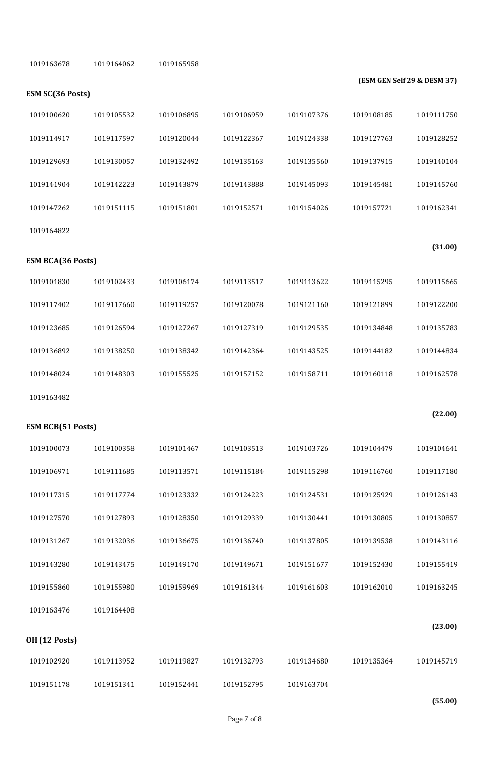| | | | | | | |
|---|---|---|---|---|---|---|
| 1019163678 | 1019164062 | 1019165958 | | | | |

**(ESM GEN Self 29 & DESM 37)**

**ESM SC(36 Posts)**

| | | | | | | |
|---|---|---|---|---|---|---|
| 1019100620 | 1019105532 | 1019106895 | 1019106959 | 1019107376 | 1019108185 | 1019111750 |
| 1019114917 | 1019117597 | 1019120044 | 1019122367 | 1019124338 | 1019127763 | 1019128252 |
| 1019129693 | 1019130057 | 1019132492 | 1019135163 | 1019135560 | 1019137915 | 1019140104 |
| 1019141904 | 1019142223 | 1019143879 | 1019143888 | 1019145093 | 1019145481 | 1019145760 |
| 1019147262 | 1019151115 | 1019151801 | 1019152571 | 1019154026 | 1019157721 | 1019162341 |
| 1019164822 | | | | | | |

**(31.00)**

**ESM BCA(36 Posts)**

| | | | | | | |
|---|---|---|---|---|---|---|
| 1019101830 | 1019102433 | 1019106174 | 1019113517 | 1019113622 | 1019115295 | 1019115665 |
| 1019117402 | 1019117660 | 1019119257 | 1019120078 | 1019121160 | 1019121899 | 1019122200 |
| 1019123685 | 1019126594 | 1019127267 | 1019127319 | 1019129535 | 1019134848 | 1019135783 |
| 1019136892 | 1019138250 | 1019138342 | 1019142364 | 1019143525 | 1019144182 | 1019144834 |
| 1019148024 | 1019148303 | 1019155525 | 1019157152 | 1019158711 | 1019160118 | 1019162578 |
| 1019163482 | | | | | | |

**(22.00)**

**ESM BCB(51 Posts)**

| | | | | | | |
|---|---|---|---|---|---|---|
| 1019100073 | 1019100358 | 1019101467 | 1019103513 | 1019103726 | 1019104479 | 1019104641 |
| 1019106971 | 1019111685 | 1019113571 | 1019115184 | 1019115298 | 1019116760 | 1019117180 |
| 1019117315 | 1019117774 | 1019123332 | 1019124223 | 1019124531 | 1019125929 | 1019126143 |
| 1019127570 | 1019127893 | 1019128350 | 1019129339 | 1019130441 | 1019130805 | 1019130857 |
| 1019131267 | 1019132036 | 1019136675 | 1019136740 | 1019137805 | 1019139538 | 1019143116 |
| 1019143280 | 1019143475 | 1019149170 | 1019149671 | 1019151677 | 1019152430 | 1019155419 |
| 1019155860 | 1019155980 | 1019159969 | 1019161344 | 1019161603 | 1019162010 | 1019163245 |
| 1019163476 | 1019164408 | | | | | |

**(23.00)**

**OH (12 Posts)**

| | | | | | | |
|---|---|---|---|---|---|---|
| 1019102920 | 1019113952 | 1019119827 | 1019132793 | 1019134680 | 1019135364 | 1019145719 |
| 1019151178 | 1019151341 | 1019152441 | 1019152795 | 1019163704 | | |

**(55.00)**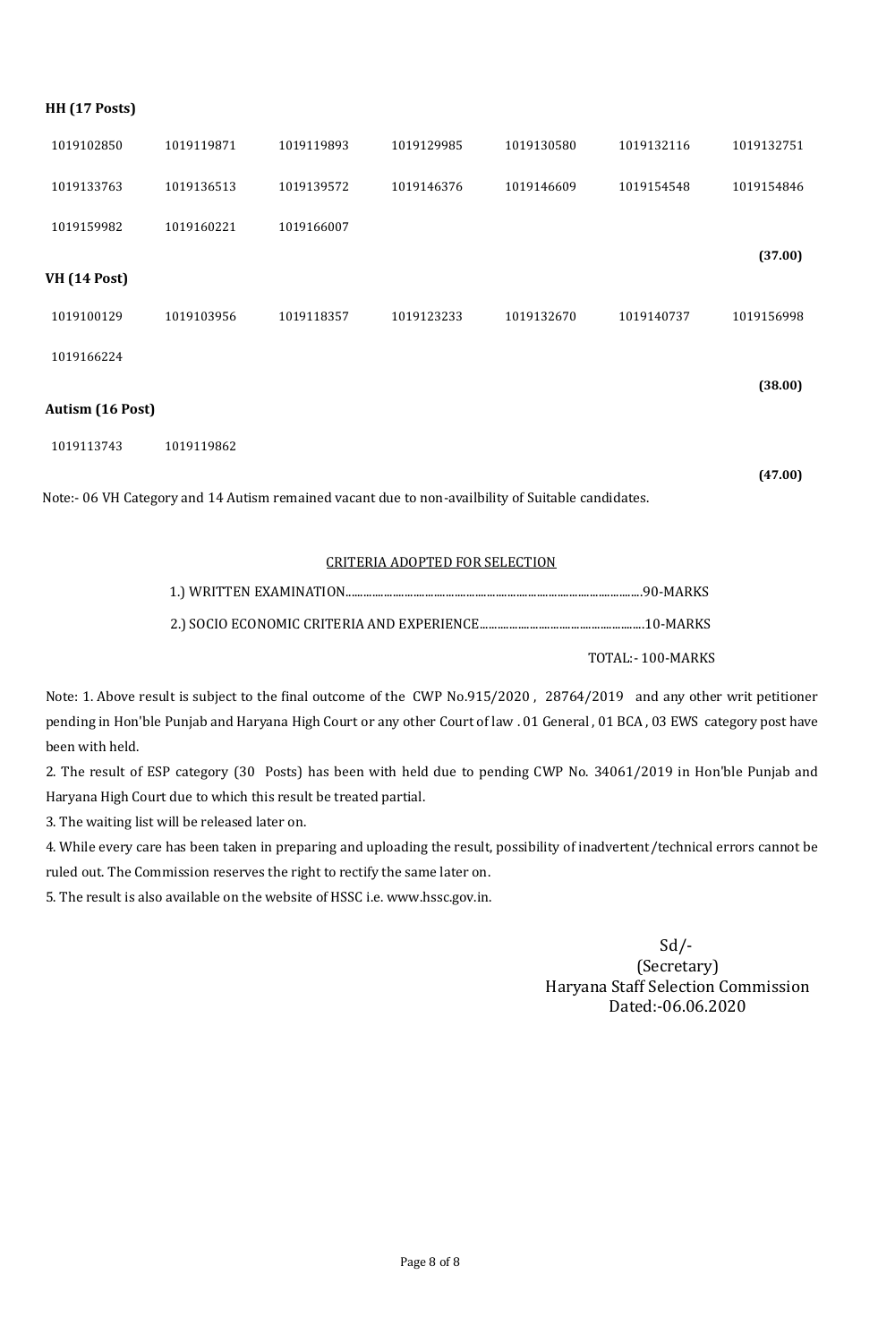**HH (17 Posts)**

| | | | | | | |
|---|---|---|---|---|---|---|
| 1019102850 | 1019119871 | 1019119893 | 1019129985 | 1019130580 | 1019132116 | 1019132751 |
| 1019133763 | 1019136513 | 1019139572 | 1019146376 | 1019146609 | 1019154548 | 1019154846 |
| 1019159982 | 1019160221 | 1019166007 | | | | |
| | | | | | | **(37.00)** |

**VH (14 Post)**

| | | | | | | |
|---|---|---|---|---|---|---|
| 1019100129 | 1019103956 | 1019118357 | 1019123233 | 1019132670 | 1019140737 | 1019156998 |
| 1019166224 | | | | | | |
| | | | | | | **(38.00)** |

**Autism (16 Post)**

| | | | | | | |
|---|---|---|---|---|---|---|
| 1019113743 | 1019119862 | | | | | |
| | | | | | | **(47.00)** |

Note:- 06 VH Category and 14 Autism remained vacant due to non-availbility of Suitable candidates.

CRITERIA ADOPTED FOR SELECTION

1.) WRITTEN EXAMINATION.....................................................................................................90-MARKS

2.) SOCIO ECONOMIC CRITERIA AND EXPERIENCE........................................................10-MARKS

TOTAL:- 100-MARKS

Note: 1. Above result is subject to the final outcome of the CWP No.915/2020 , 28764/2019 and any other writ petitioner pending in Hon'ble Punjab and Haryana High Court or any other Court of law . 01 General , 01 BCA , 03 EWS category post have been with held.

2. The result of ESP category (30 Posts) has been with held due to pending CWP No. 34061/2019 in Hon'ble Punjab and Haryana High Court due to which this result be treated partial.

3. The waiting list will be released later on.

4. While every care has been taken in preparing and uploading the result, possibility of inadvertent/technical errors cannot be ruled out. The Commission reserves the right to rectify the same later on.

5. The result is also available on the website of HSSC i.e. www.hssc.gov.in.

Sd/-
(Secretary)
Haryana Staff Selection Commission
Dated:-06.06.2020